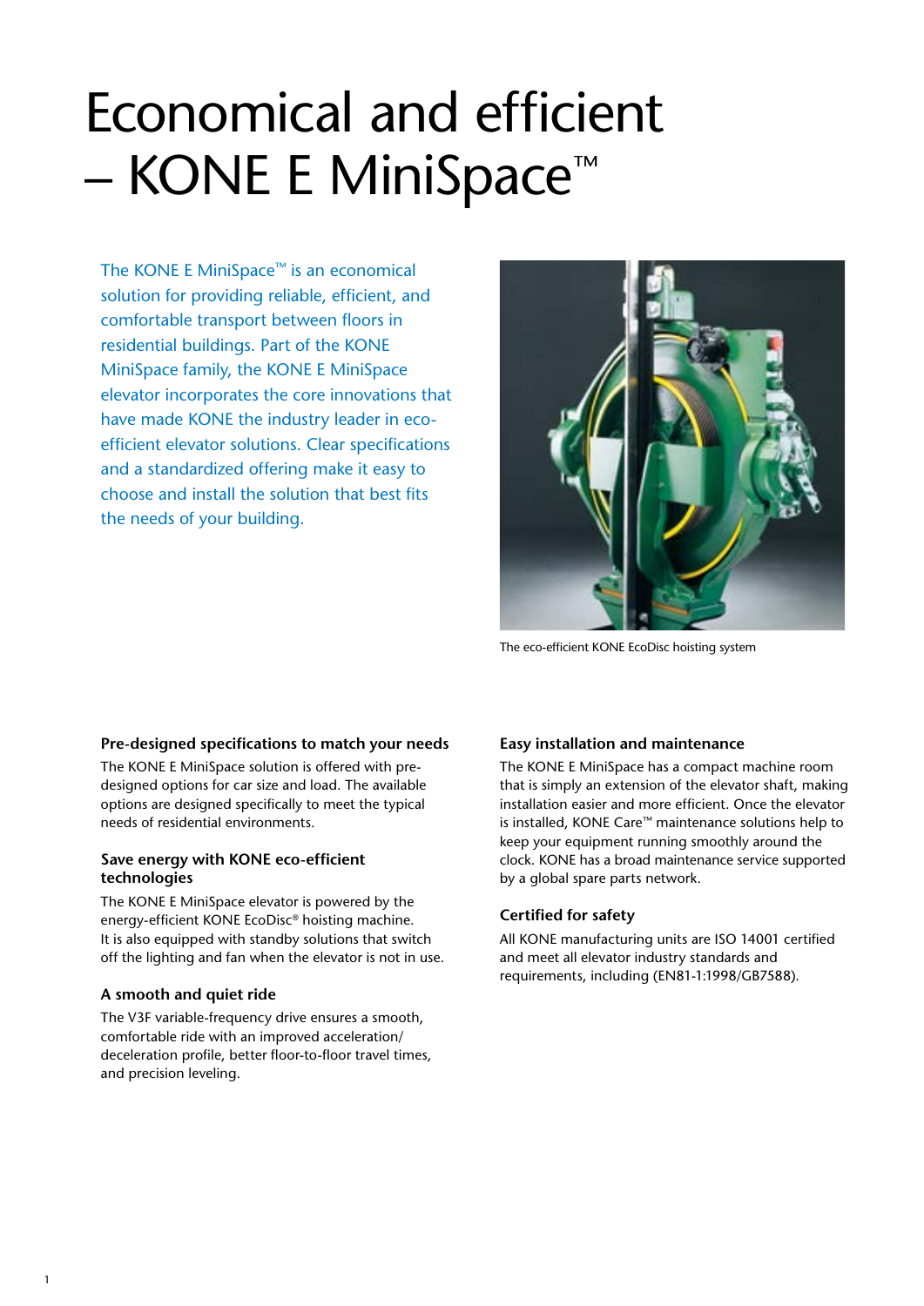# Economical and efficient – KONE E MiniSpace™

The KONE E MiniSpace™ is an economical solution for providing reliable, efficient, and comfortable transport between floors in residential buildings. Part of the KONE MiniSpace family, the KONE E MiniSpace elevator incorporates the core innovations that have made KONE the industry leader in eco-efficient elevator solutions. Clear specifications and a standardized offering make it easy to choose and install the solution that best fits the needs of your building.

The eco-efficient KONE EcoDisc hoisting system

### Pre-designed specifications to match your needs

The KONE E MiniSpace solution is offered with pre-designed options for car size and load. The available options are designed specifically to meet the typical needs of residential environments.

### Save energy with KONE eco-efficient technologies

The KONE E MiniSpace elevator is powered by the energy-efficient KONE EcoDisc® hoisting machine. It is also equipped with standby solutions that switch off the lighting and fan when the elevator is not in use.

### A smooth and quiet ride

The V3F variable-frequency drive ensures a smooth, comfortable ride with an improved acceleration/deceleration profile, better floor-to-floor travel times, and precision leveling.

### Easy installation and maintenance

The KONE E MiniSpace has a compact machine room that is simply an extension of the elevator shaft, making installation easier and more efficient. Once the elevator is installed, KONE Care™ maintenance solutions help to keep your equipment running smoothly around the clock. KONE has a broad maintenance service supported by a global spare parts network.

### Certified for safety

All KONE manufacturing units are ISO 14001 certified and meet all elevator industry standards and requirements, including (EN81-1:1998/GB7588).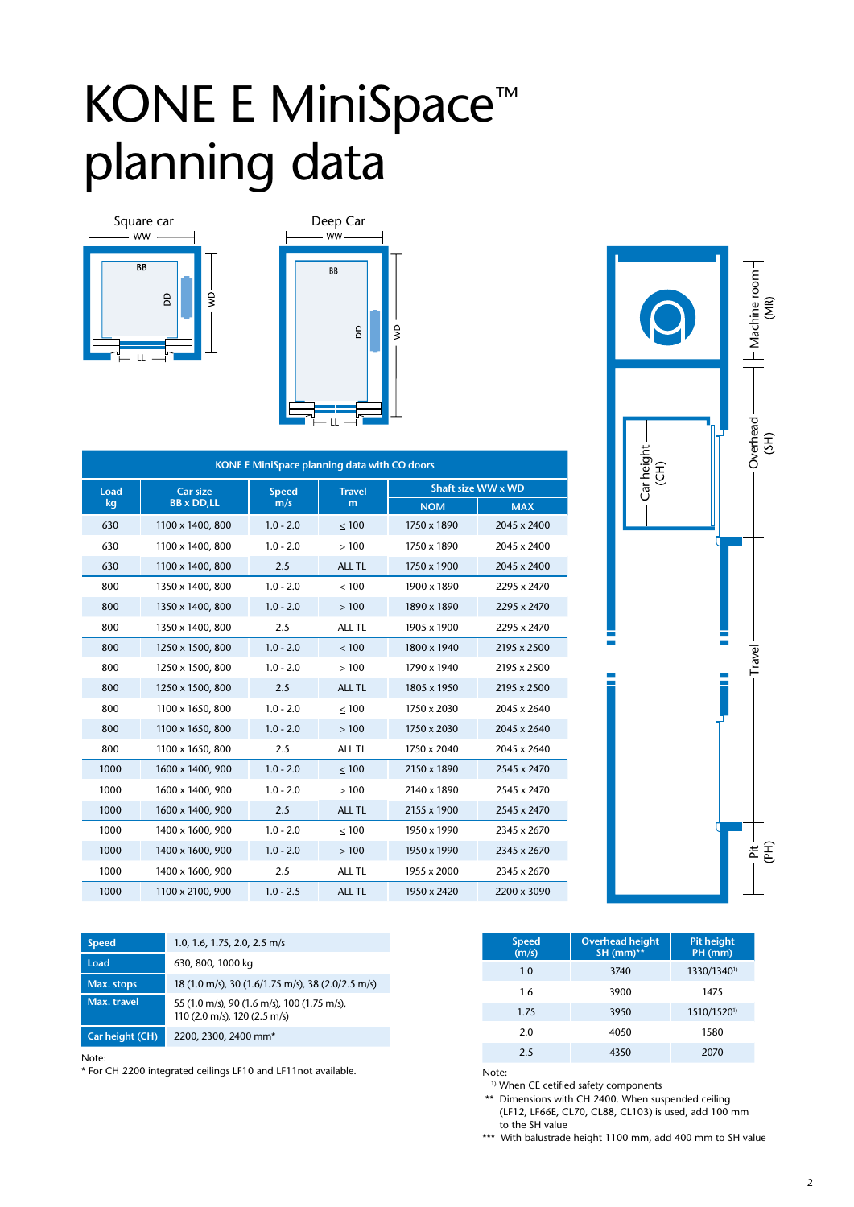// KONE E MiniSpace™ planning data

# KONE E MiniSpace™ planning data

Square car

Deep Car

KONE E MiniSpace planning data with CO doors

| Load kg | Car size BB x DD,LL | Speed m/s | Travel m | Shaft size WW x WD | |
|---|---|---|---|---|---|
| | | | | NOM | MAX |
| 630 | 1100 x 1400, 800 | 1.0 - 2.0 | ≤ 100 | 1750 x 1890 | 2045 x 2400 |
| 630 | 1100 x 1400, 800 | 1.0 - 2.0 | > 100 | 1750 x 1890 | 2045 x 2400 |
| 630 | 1100 x 1400, 800 | 2.5 | ALL TL | 1750 x 1900 | 2045 x 2400 |
| 800 | 1350 x 1400, 800 | 1.0 - 2.0 | ≤ 100 | 1900 x 1890 | 2295 x 2470 |
| 800 | 1350 x 1400, 800 | 1.0 - 2.0 | > 100 | 1890 x 1890 | 2295 x 2470 |
| 800 | 1350 x 1400, 800 | 2.5 | ALL TL | 1905 x 1900 | 2295 x 2470 |
| 800 | 1250 x 1500, 800 | 1.0 - 2.0 | ≤ 100 | 1800 x 1940 | 2195 x 2500 |
| 800 | 1250 x 1500, 800 | 1.0 - 2.0 | > 100 | 1790 x 1940 | 2195 x 2500 |
| 800 | 1250 x 1500, 800 | 2.5 | ALL TL | 1805 x 1950 | 2195 x 2500 |
| 800 | 1100 x 1650, 800 | 1.0 - 2.0 | ≤ 100 | 1750 x 2030 | 2045 x 2640 |
| 800 | 1100 x 1650, 800 | 1.0 - 2.0 | > 100 | 1750 x 2030 | 2045 x 2640 |
| 800 | 1100 x 1650, 800 | 2.5 | ALL TL | 1750 x 2040 | 2045 x 2640 |
| 1000 | 1600 x 1400, 900 | 1.0 - 2.0 | ≤ 100 | 2150 x 1890 | 2545 x 2470 |
| 1000 | 1600 x 1400, 900 | 1.0 - 2.0 | > 100 | 2140 x 1890 | 2545 x 2470 |
| 1000 | 1600 x 1400, 900 | 2.5 | ALL TL | 2155 x 1900 | 2545 x 2470 |
| 1000 | 1400 x 1600, 900 | 1.0 - 2.0 | ≤ 100 | 1950 x 1990 | 2345 x 2670 |
| 1000 | 1400 x 1600, 900 | 1.0 - 2.0 | > 100 | 1950 x 1990 | 2345 x 2670 |
| 1000 | 1400 x 1600, 900 | 2.5 | ALL TL | 1955 x 2000 | 2345 x 2670 |
| 1000 | 1100 x 2100, 900 | 1.0 - 2.5 | ALL TL | 1950 x 2420 | 2200 x 3090 |

| | |
|---|---|
| **Speed** | 1.0, 1.6, 1.75, 2.0, 2.5 m/s |
| **Load** | 630, 800, 1000 kg |
| **Max. stops** | 18 (1.0 m/s), 30 (1.6/1.75 m/s), 38 (2.0/2.5 m/s) |
| **Max. travel** | 55 (1.0 m/s), 90 (1.6 m/s), 100 (1.75 m/s), 110 (2.0 m/s), 120 (2.5 m/s) |
| **Car height (CH)** | 2200, 2300, 2400 mm* |

Note:
* For CH 2200 integrated ceilings LF10 and LF11not available.

| Speed (m/s) | Overhead height SH (mm)** | Pit height PH (mm) |
|---|---|---|
| 1.0 | 3740 | 1330/1340[1] |
| 1.6 | 3900 | 1475 |
| 1.75 | 3950 | 1510/1520[1] |
| 2.0 | 4050 | 1580 |
| 2.5 | 4350 | 2070 |

Note:
[1] When CE cetified safety components
** Dimensions with CH 2400. When suspended ceiling (LF12, LF66E, CL70, CL88, CL103) is used, add 100 mm to the SH value
*** With balustrade height 1100 mm, add 400 mm to SH value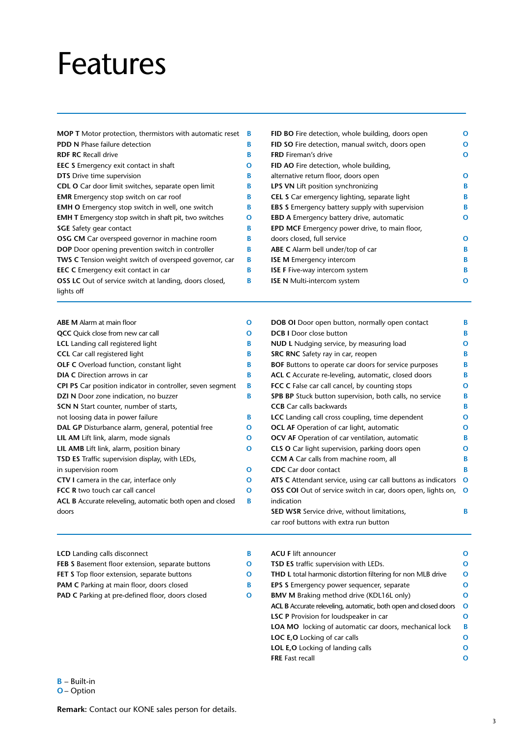# Features

| Feature | | Feature | |
|---|---|---|---|
| **MOP T** Motor protection, thermistors with automatic reset | B | **FID BO** Fire detection, whole building, doors open | O |
| **PDD N** Phase failure detection | B | **FID SO** Fire detection, manual switch, doors open | O |
| **RDF RC** Recall drive | B | **FRD** Fireman's drive | O |
| **EEC S** Emergency exit contact in shaft | O | **FID AO** Fire detection, whole building, alternative return floor, doors open | O |
| **DTS** Drive time supervision | B | **LPS VN** Lift position synchronizing | B |
| **CDL O** Car door limit switches, separate open limit | B | **CEL S** Car emergency lighting, separate light | B |
| **EMR** Emergency stop switch on car roof | B | **EBS S** Emergency battery supply with supervision | B |
| **EMH O** Emergency stop switch in well, one switch | B | **EBD A** Emergency battery drive, automatic | O |
| **EMH T** Emergency stop switch in shaft pit, two switches | O | **EPD MCF** Emergency power drive, to main floor, doors closed, full service | O |
| **SGE** Safety gear contact | B | **ABE C** Alarm bell under/top of car | B |
| **OSG CM** Car overspeed governor in machine room | B | **ISE M** Emergency intercom | B |
| **DOP** Door opening prevention switch in controller | B | **ISE F** Five-way intercom system | B |
| **TWS C** Tension weight switch of overspeed governor, car | B | **ISE N** Multi-intercom system | O |
| **EEC C** Emergency exit contact in car | B | | |
| **OSS LC** Out of service switch at landing, doors closed, lights off | B | | |

| Feature | | Feature | |
|---|---|---|---|
| **ABE M** Alarm at main floor | O | **DOB OI** Door open button, normally open contact | B |
| **QCC** Quick close from new car call | O | **DCB I** Door close button | B |
| **LCL** Landing call registered light | B | **NUD L** Nudging service, by measuring load | O |
| **CCL** Car call registered light | B | **SRC RNC** Safety ray in car, reopen | B |
| **OLF C** Overload function, constant light | B | **BOF** Buttons to operate car doors for service purposes | B |
| **DIA C** Direction arrows in car | B | **ACL C** Accurate re-leveling, automatic, closed doors | B |
| **CPI PS** Car position indicator in controller, seven segment | B | **FCC C** False car call cancel, by counting stops | O |
| **DZI N** Door zone indication, no buzzer | B | **SPB BP** Stuck button supervision, both calls, no service | B |
| **SCN N** Start counter, number of starts, not loosing data in power failure | B | **CCB** Car calls backwards | B |
| **DAL GP** Disturbance alarm, general, potential free | O | **LCC** Landing call cross coupling, time dependent | O |
| **LIL AM** Lift link, alarm, mode signals | O | **OCL AF** Operation of car light, automatic | O |
| **LIL AMB** Lift link, alarm, position binary | O | **OCV AF** Operation of car ventilation, automatic | B |
| **TSD ES** Traffic supervision display, with LEDs, in supervision room | O | **CLS O** Car light supervision, parking doors open | O |
| **CTV I** camera in the car, interface only | O | **CCM A** Car calls from machine room, all | B |
| **FCC R** two touch car call cancel | O | **CDC** Car door contact | B |
| **ACL B** Accurate releveling, automatic both open and closed doors | B | **ATS C** Attendant service, using car call buttons as indicators | O |
| | | **OSS COI** Out of service switch in car, doors open, lights on, indication | O |
| | | **SED WSR** Service drive, without limitations, car roof buttons with extra run button | B |

| Feature | | Feature | |
|---|---|---|---|
| **LCD** Landing calls disconnect | B | **ACU F** lift announcer | O |
| **FEB S** Basement floor extension, separate buttons | O | **TSD ES** traffic supervision with LEDs. | O |
| **FET S** Top floor extension, separate buttons | O | **THD L** total harmonic distortion filtering for non MLB drive | O |
| **PAM C** Parking at main floor, doors closed | B | **EPS S** Emergency power sequencer, separate | O |
| **PAD C** Parking at pre-defined floor, doors closed | O | **BMV M** Braking method drive (KDL16L only) | O |
| | | **ACL B** Accurate releveling, automatic, both open and closed doors | O |
| | | **LSC P** Provision for loudspeaker in car | O |
| | | **LOA MO** locking of automatic car doors, mechanical lock | B |
| | | **LOC E,O** Locking of car calls | O |
| | | **LOL E,O** Locking of landing calls | O |
| | | **FRE** Fast recall | O |

**B** – Built-in
**O** – Option

**Remark:** Contact our KONE sales person for details.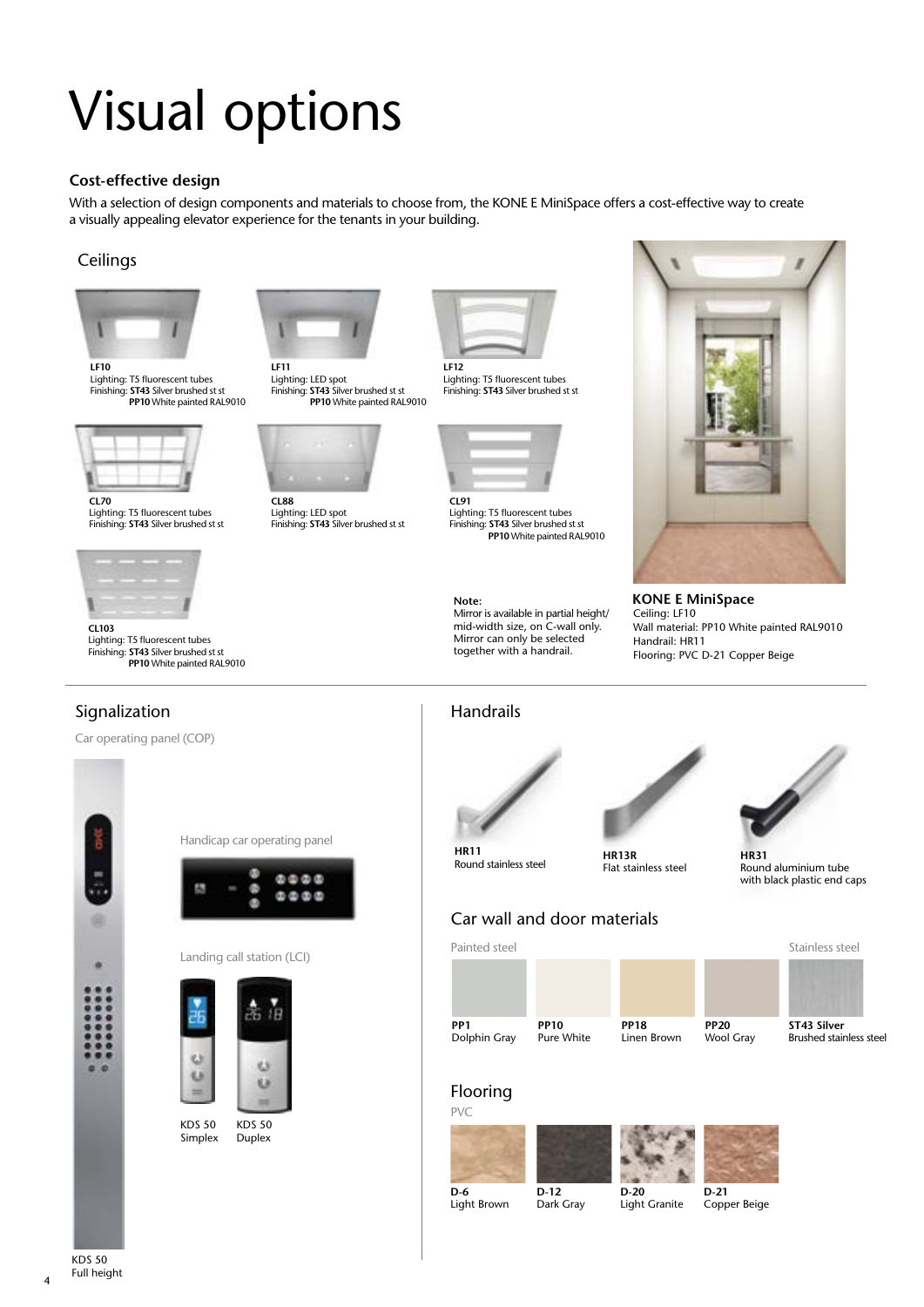# Visual options

### Cost-effective design

With a selection of design components and materials to choose from, the KONE E MiniSpace offers a cost-effective way to create a visually appealing elevator experience for the tenants in your building.

## Ceilings

**LF10**
Lighting: T5 fluorescent tubes
Finishing: **ST43** Silver brushed st st
**PP10** White painted RAL9010

**LF11**
Lighting: LED spot
Finishing: **ST43** Silver brushed st st
**PP10** White painted RAL9010

**LF12**
Lighting: T5 fluorescent tubes
Finishing: **ST43** Silver brushed st st

**CL70**
Lighting: T5 fluorescent tubes
Finishing: **ST43** Silver brushed st st

**CL88**
Lighting: LED spot
Finishing: **ST43** Silver brushed st st

**CL91**
Lighting: T5 fluorescent tubes
Finishing: **ST43** Silver brushed st st
**PP10** White painted RAL9010

**CL103**
Lighting: T5 fluorescent tubes
Finishing: **ST43** Silver brushed st st
**PP10** White painted RAL9010

**Note:**
Mirror is available in partial height/ mid-width size, on C-wall only. Mirror can only be selected together with a handrail.

**KONE E MiniSpace**
Ceiling: LF10
Wall material: PP10 White painted RAL9010
Handrail: HR11
Flooring: PVC D-21 Copper Beige

## Signalization

Car operating panel (COP)

Handicap car operating panel

Landing call station (LCI)

KDS 50
Simplex

KDS 50
Duplex

KDS 50
Full height

## Handrails

**HR11**
Round stainless steel

**HR13R**
Flat stainless steel

**HR31**
Round aluminium tube with black plastic end caps

## Car wall and door materials

Painted steel

**PP1**
Dolphin Gray

**PP10**
Pure White

**PP18**
Linen Brown

**PP20**
Wool Gray

Stainless steel

**ST43 Silver**
Brushed stainless steel

## Flooring

PVC

**D-6**
Light Brown

**D-12**
Dark Gray

**D-20**
Light Granite

**D-21**
Copper Beige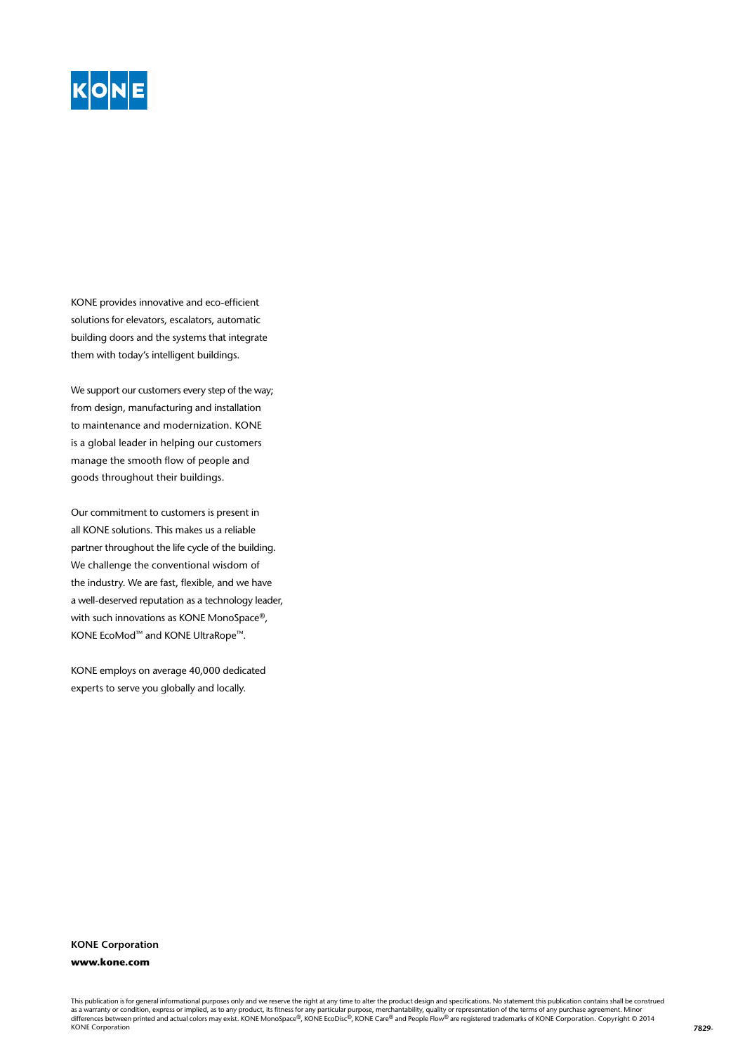KONE

KONE provides innovative and eco-efficient solutions for elevators, escalators, automatic building doors and the systems that integrate them with today's intelligent buildings.

We support our customers every step of the way; from design, manufacturing and installation to maintenance and modernization. KONE is a global leader in helping our customers manage the smooth flow of people and goods throughout their buildings.

Our commitment to customers is present in all KONE solutions. This makes us a reliable partner throughout the life cycle of the building. We challenge the conventional wisdom of the industry. We are fast, flexible, and we have a well-deserved reputation as a technology leader, with such innovations as KONE MonoSpace®, KONE EcoMod™ and KONE UltraRope™.

KONE employs on average 40,000 dedicated experts to serve you globally and locally.

**KONE Corporation**

**www.kone.com**

This publication is for general informational purposes only and we reserve the right at any time to alter the product design and specifications. No statement this publication contains shall be construed as a warranty or condition, express or implied, as to any product, its fitness for any particular purpose, merchantability, quality or representation of the terms of any purchase agreement. Minor differences between printed and actual colors may exist. KONE MonoSpace®, KONE EcoDisc®, KONE Care® and People Flow® are registered trademarks of KONE Corporation. Copyright © 2014 KONE Corporation

**7829-**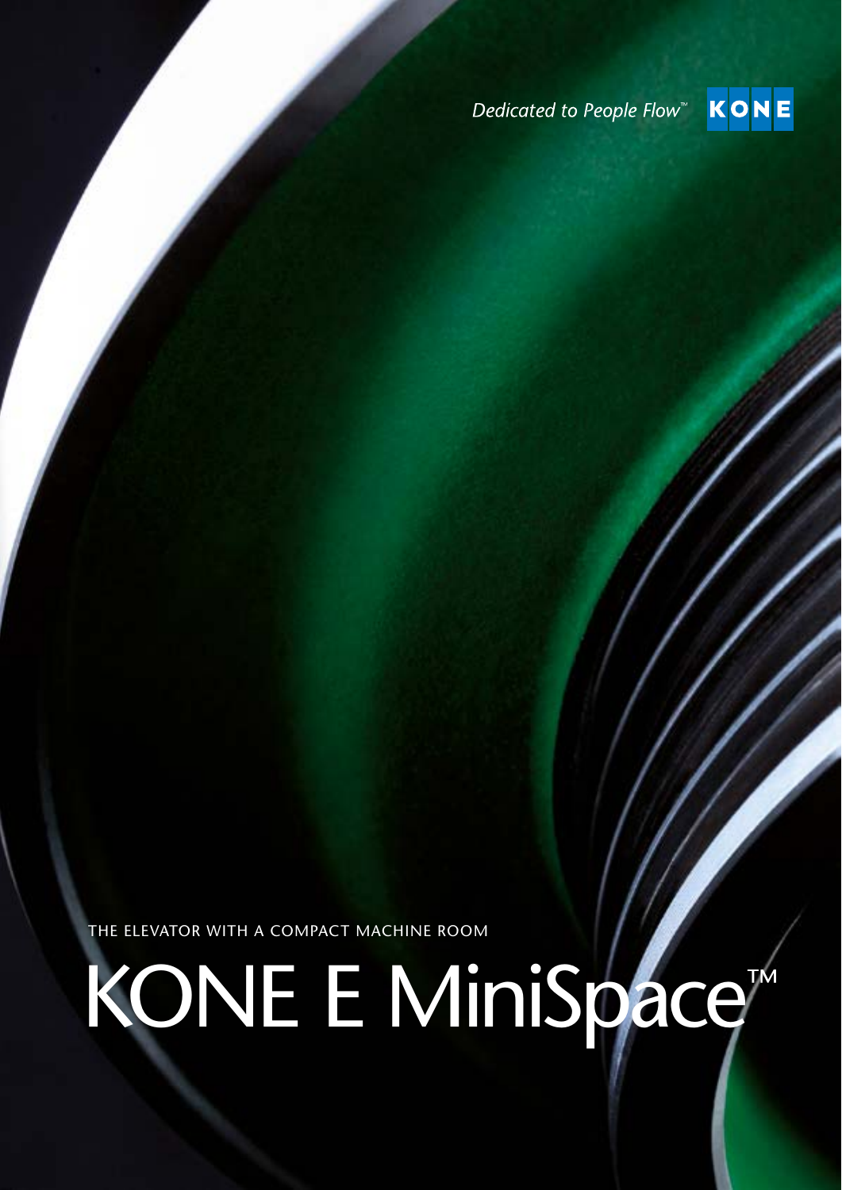*Dedicated to People Flow™*

KONE

THE ELEVATOR WITH A COMPACT MACHINE ROOM

# KONE E MiniSpace™